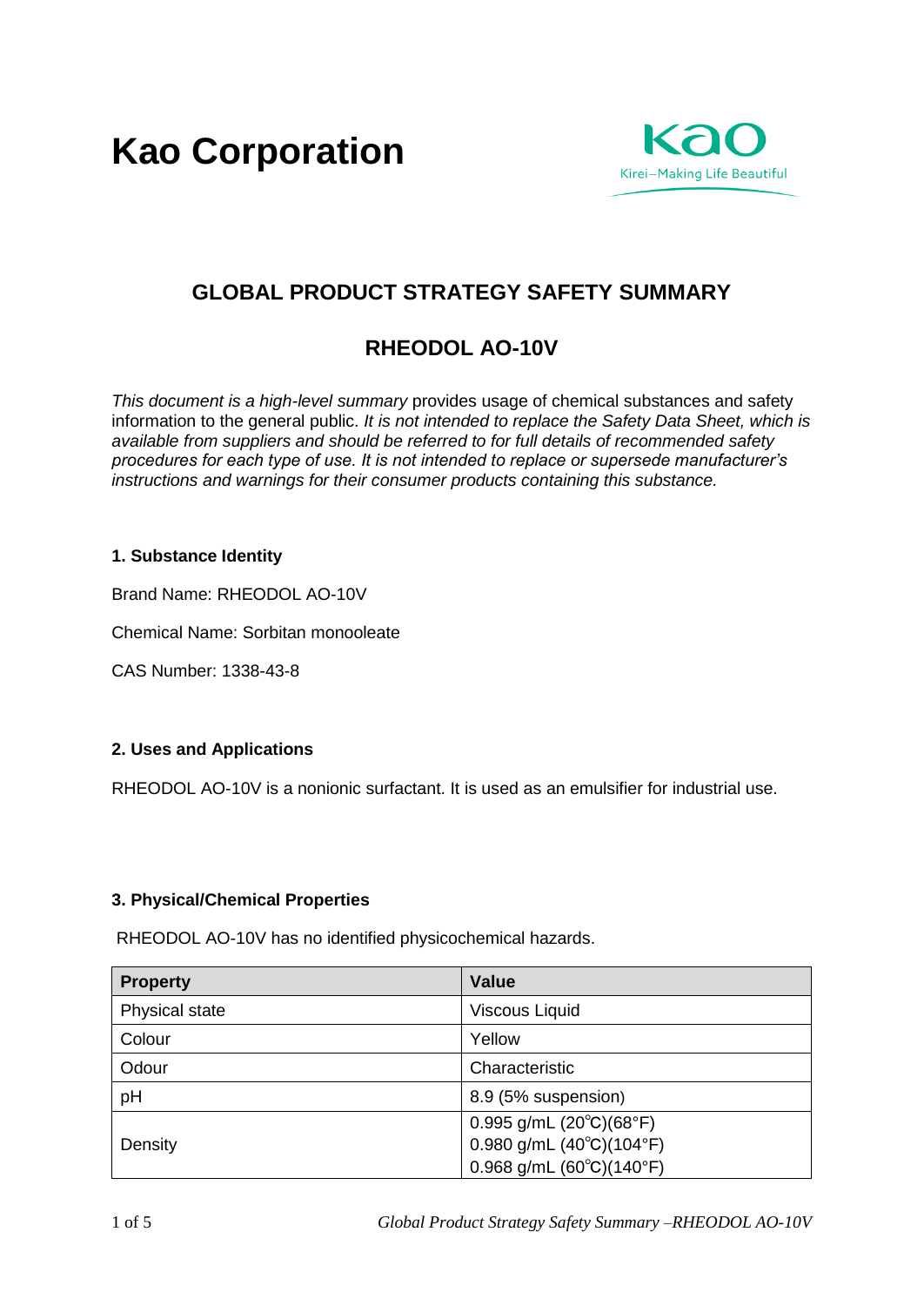# Kao Corporation

## GLOBAL PRODUCT STRATEGY SAFETY SUMMARY

## RHEODOL AO-10V

*This document is a high-level summary* provides usage of chemical substances and safety information to the general public. *It is not intended to replace the Safety Data Sheet, which is available from suppliers and should be referred to for full details of recommended safety procedures for each type of use. It is not intended to replace or supersede manufacturer's instructions and warnings for their consumer products containing this substance.*

### 1. Substance Identity

Brand Name: RHEODOL AO-10V

Chemical Name: Sorbitan monooleate

CAS Number: 1338-43-8

### 2. Uses and Applications

RHEODOL AO-10V is a nonionic surfactant. It is used as an emulsifier for industrial use.

### 3. Physical/Chemical Properties

RHEODOL AO-10V has no identified physicochemical hazards.

| Property | Value |
| --- | --- |
| Physical state | Viscous Liquid |
| Colour | Yellow |
| Odour | Characteristic |
| pH | 8.9 (5% suspension) |
| Density | 0.995 g/mL (20℃)(68°F)<br>0.980 g/mL (40℃)(104°F)<br>0.968 g/mL (60℃)(140°F) |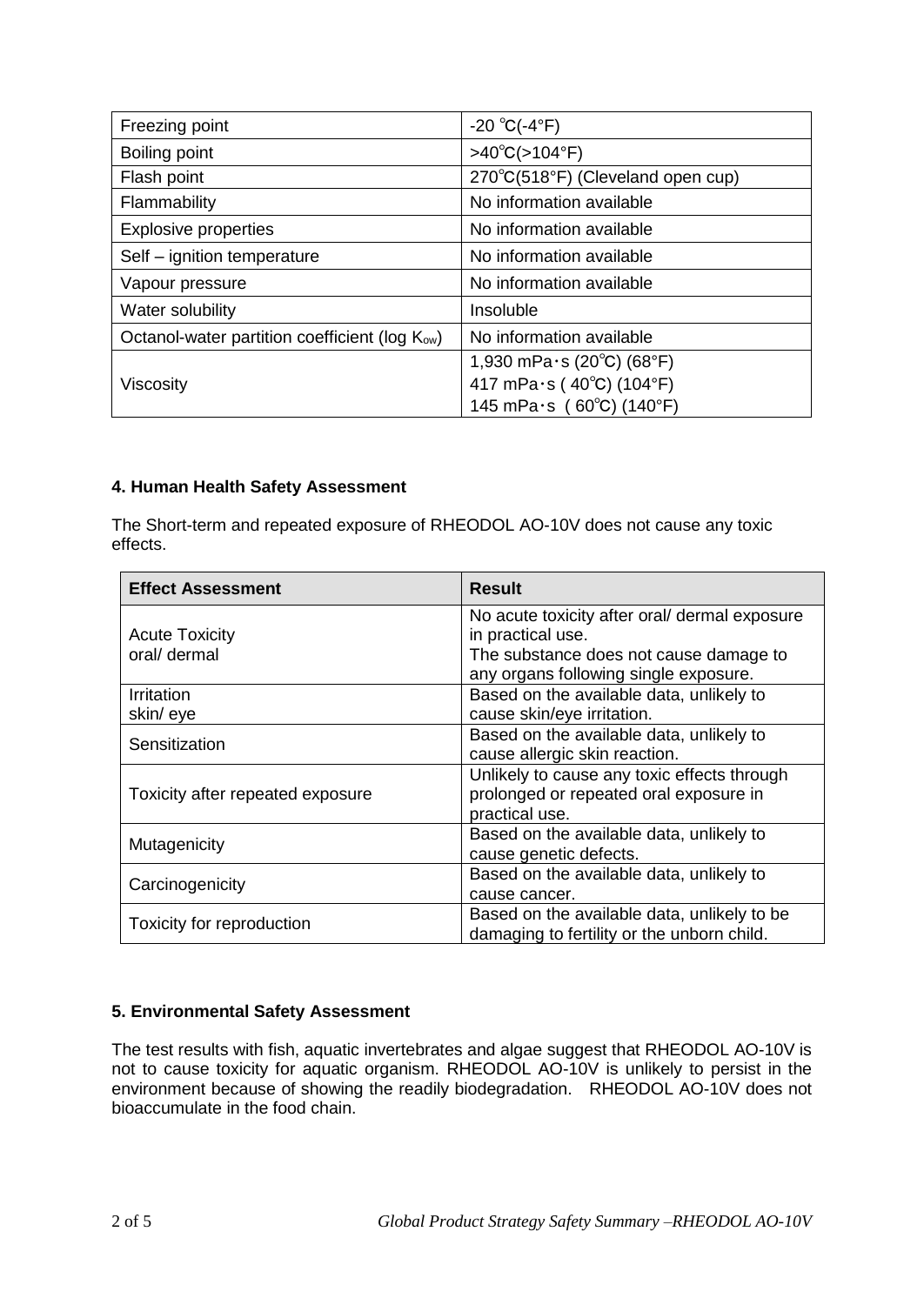| Freezing point | -20 ℃(-4°F) |
|---|---|
| Boiling point | >40℃(>104°F) |
| Flash point | 270℃(518°F) (Cleveland open cup) |
| Flammability | No information available |
| Explosive properties | No information available |
| Self – ignition temperature | No information available |
| Vapour pressure | No information available |
| Water solubility | Insoluble |
| Octanol-water partition coefficient (log $K_{ow}$) | No information available |
| Viscosity | 1,930 mPa･s (20℃) (68°F)<br>417 mPa･s ( 40℃) (104°F)<br>145 mPa･s ( 60℃) (140°F) |

## 4. Human Health Safety Assessment

The Short-term and repeated exposure of RHEODOL AO-10V does not cause any toxic effects.

| Effect Assessment | Result |
|---|---|
| Acute Toxicity<br>oral/ dermal | No acute toxicity after oral/ dermal exposure in practical use.<br>The substance does not cause damage to any organs following single exposure. |
| Irritation<br>skin/ eye | Based on the available data, unlikely to cause skin/eye irritation. |
| Sensitization | Based on the available data, unlikely to cause allergic skin reaction. |
| Toxicity after repeated exposure | Unlikely to cause any toxic effects through prolonged or repeated oral exposure in practical use. |
| Mutagenicity | Based on the available data, unlikely to cause genetic defects. |
| Carcinogenicity | Based on the available data, unlikely to cause cancer. |
| Toxicity for reproduction | Based on the available data, unlikely to be damaging to fertility or the unborn child. |

## 5. Environmental Safety Assessment

The test results with fish, aquatic invertebrates and algae suggest that RHEODOL AO-10V is not to cause toxicity for aquatic organism. RHEODOL AO-10V is unlikely to persist in the environment because of showing the readily biodegradation. RHEODOL AO-10V does not bioaccumulate in the food chain.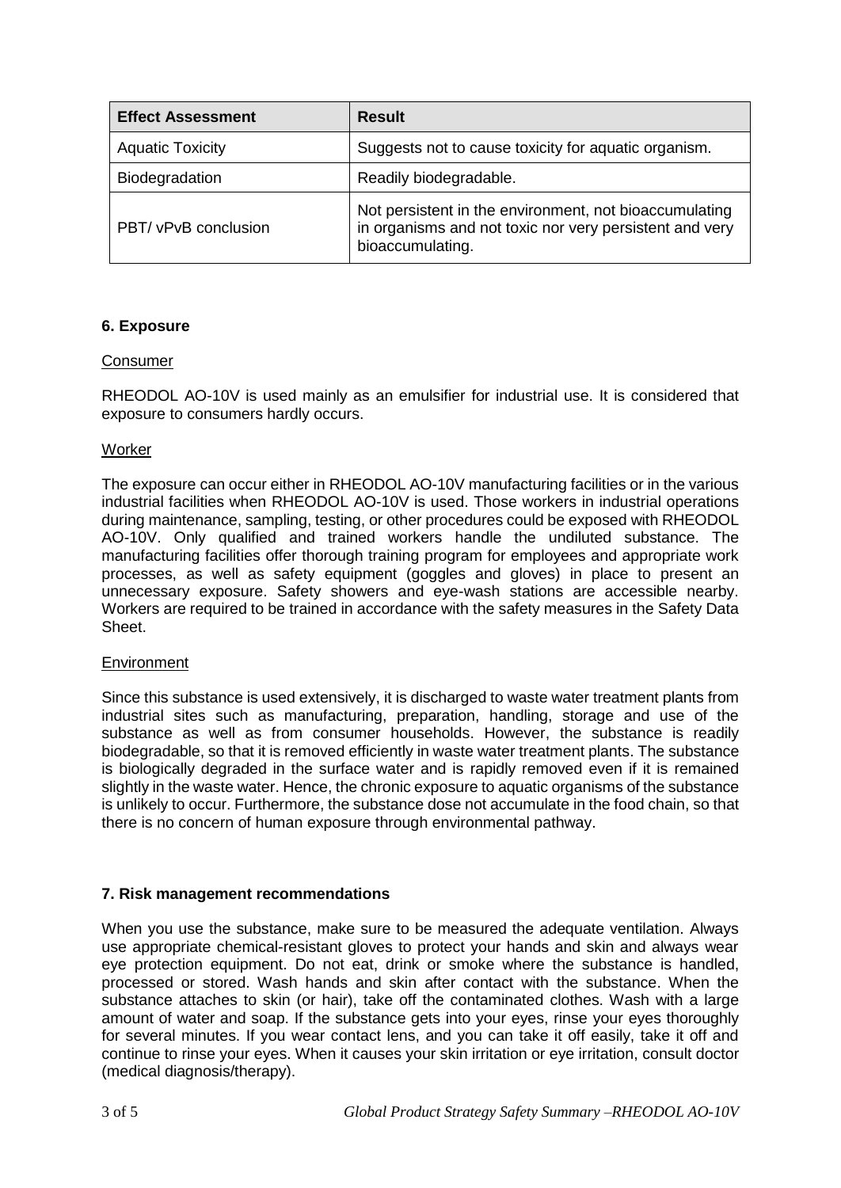| Effect Assessment | Result |
|---|---|
| Aquatic Toxicity | Suggests not to cause toxicity for aquatic organism. |
| Biodegradation | Readily biodegradable. |
| PBT/ vPvB conclusion | Not persistent in the environment, not bioaccumulating in organisms and not toxic nor very persistent and very bioaccumulating. |

## 6. Exposure

Consumer

RHEODOL AO-10V is used mainly as an emulsifier for industrial use. It is considered that exposure to consumers hardly occurs.

Worker

The exposure can occur either in RHEODOL AO-10V manufacturing facilities or in the various industrial facilities when RHEODOL AO-10V is used. Those workers in industrial operations during maintenance, sampling, testing, or other procedures could be exposed with RHEODOL AO-10V. Only qualified and trained workers handle the undiluted substance. The manufacturing facilities offer thorough training program for employees and appropriate work processes, as well as safety equipment (goggles and gloves) in place to present an unnecessary exposure. Safety showers and eye-wash stations are accessible nearby. Workers are required to be trained in accordance with the safety measures in the Safety Data Sheet.

Environment

Since this substance is used extensively, it is discharged to waste water treatment plants from industrial sites such as manufacturing, preparation, handling, storage and use of the substance as well as from consumer households. However, the substance is readily biodegradable, so that it is removed efficiently in waste water treatment plants. The substance is biologically degraded in the surface water and is rapidly removed even if it is remained slightly in the waste water. Hence, the chronic exposure to aquatic organisms of the substance is unlikely to occur. Furthermore, the substance dose not accumulate in the food chain, so that there is no concern of human exposure through environmental pathway.

## 7. Risk management recommendations

When you use the substance, make sure to be measured the adequate ventilation. Always use appropriate chemical-resistant gloves to protect your hands and skin and always wear eye protection equipment. Do not eat, drink or smoke where the substance is handled, processed or stored. Wash hands and skin after contact with the substance. When the substance attaches to skin (or hair), take off the contaminated clothes. Wash with a large amount of water and soap. If the substance gets into your eyes, rinse your eyes thoroughly for several minutes. If you wear contact lens, and you can take it off easily, take it off and continue to rinse your eyes. When it causes your skin irritation or eye irritation, consult doctor (medical diagnosis/therapy).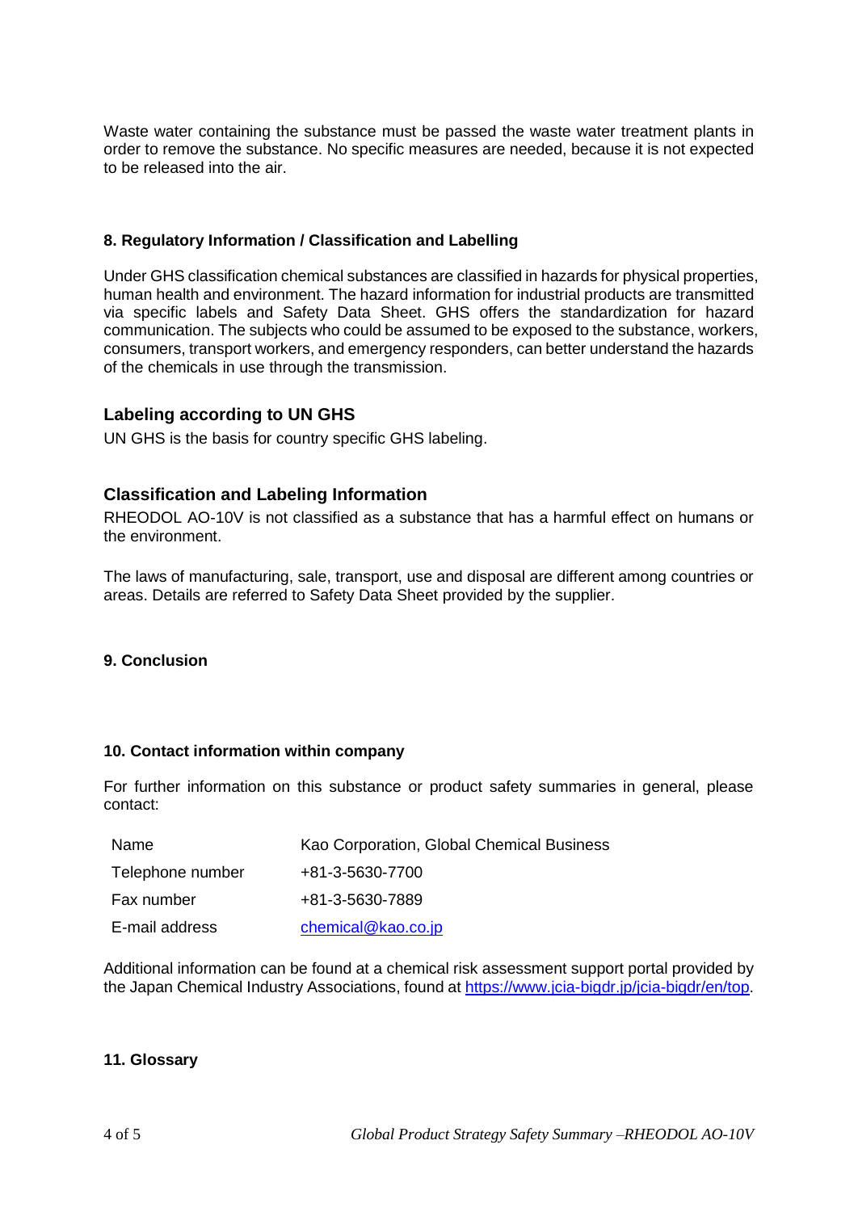Waste water containing the substance must be passed the waste water treatment plants in order to remove the substance. No specific measures are needed, because it is not expected to be released into the air.

## 8. Regulatory Information / Classification and Labelling

Under GHS classification chemical substances are classified in hazards for physical properties, human health and environment. The hazard information for industrial products are transmitted via specific labels and Safety Data Sheet. GHS offers the standardization for hazard communication. The subjects who could be assumed to be exposed to the substance, workers, consumers, transport workers, and emergency responders, can better understand the hazards of the chemicals in use through the transmission.

### Labeling according to UN GHS

UN GHS is the basis for country specific GHS labeling.

### Classification and Labeling Information

RHEODOL AO-10V is not classified as a substance that has a harmful effect on humans or the environment.

The laws of manufacturing, sale, transport, use and disposal are different among countries or areas. Details are referred to Safety Data Sheet provided by the supplier.

## 9. Conclusion

## 10. Contact information within company

For further information on this substance or product safety summaries in general, please contact:

| | |
|---|---|
| Name | Kao Corporation, Global Chemical Business |
| Telephone number | +81-3-5630-7700 |
| Fax number | +81-3-5630-7889 |
| E-mail address | chemical@kao.co.jp |

Additional information can be found at a chemical risk assessment support portal provided by the Japan Chemical Industry Associations, found at https://www.jcia-bigdr.jp/jcia-bigdr/en/top.

## 11. Glossary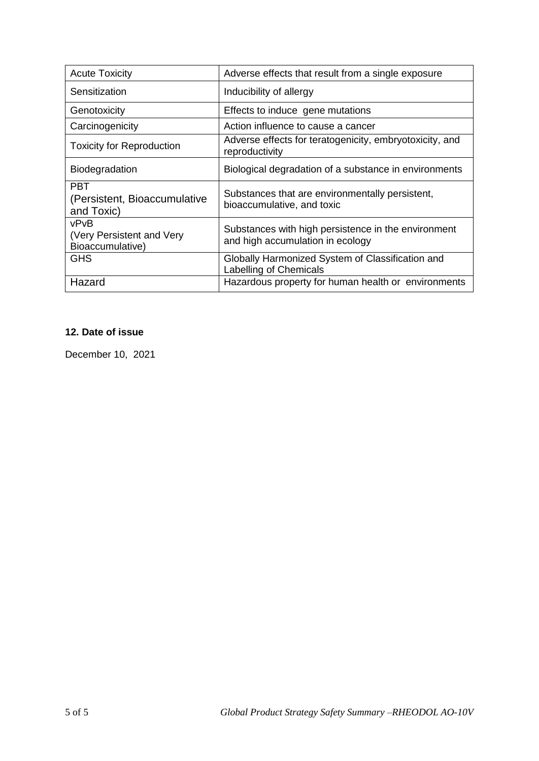| | |
|---|---|
| Acute Toxicity | Adverse effects that result from a single exposure |
| Sensitization | Inducibility of allergy |
| Genotoxicity | Effects to induce gene mutations |
| Carcinogenicity | Action influence to cause a cancer |
| Toxicity for Reproduction | Adverse effects for teratogenicity, embryotoxicity, and reproductivity |
| Biodegradation | Biological degradation of a substance in environments |
| PBT (Persistent, Bioaccumulative and Toxic) | Substances that are environmentally persistent, bioaccumulative, and toxic |
| vPvB (Very Persistent and Very Bioaccumulative) | Substances with high persistence in the environment and high accumulation in ecology |
| GHS | Globally Harmonized System of Classification and Labelling of Chemicals |
| Hazard | Hazardous property for human health or environments |

**12. Date of issue**

December 10, 2021